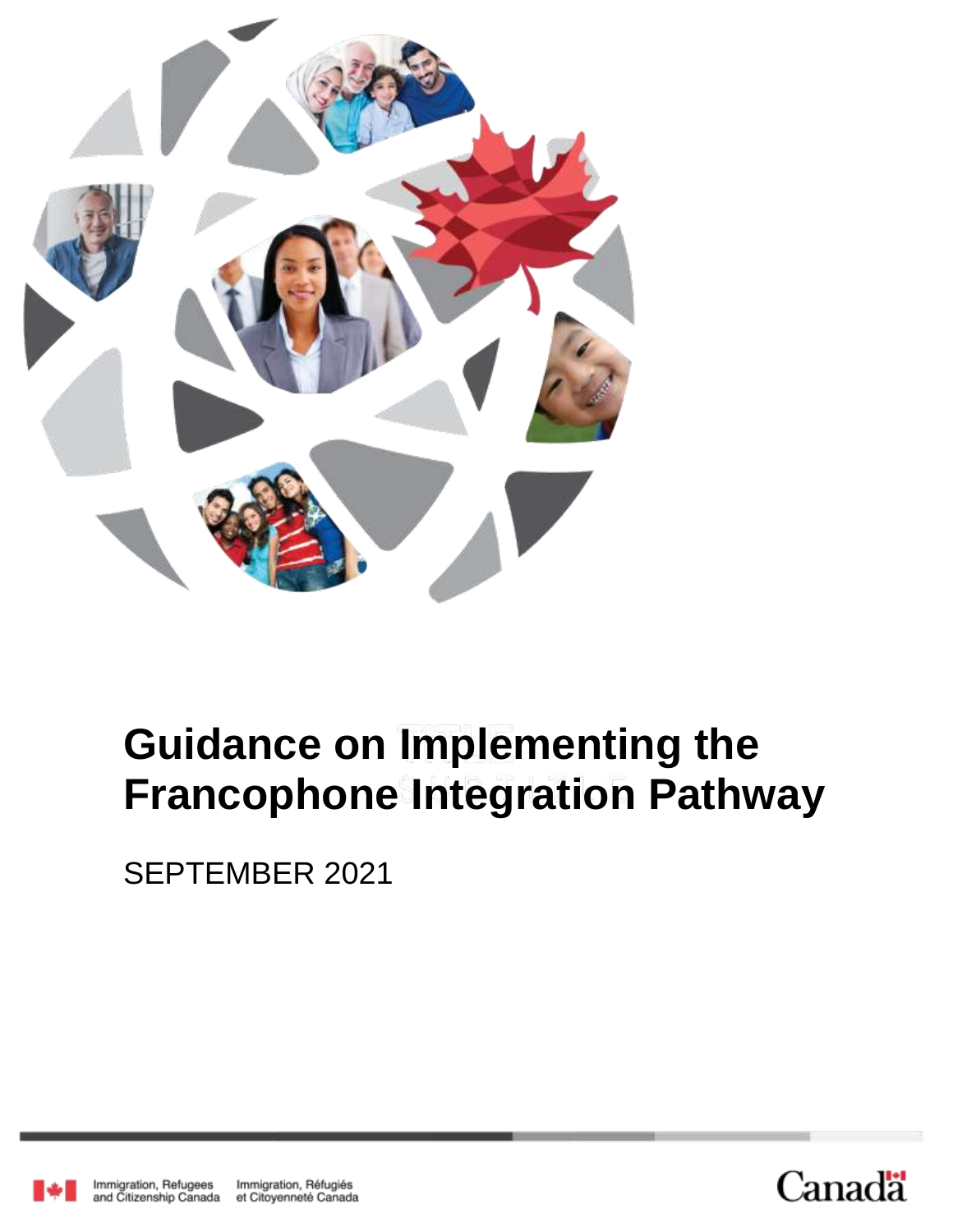# Guidance on Implementing the Francophone Integration Pathway

SEPTEMBER 2021

Immigration, Refugees and Citizenship Canada | Immigration, Réfugiés et Citoyenneté Canada

Canada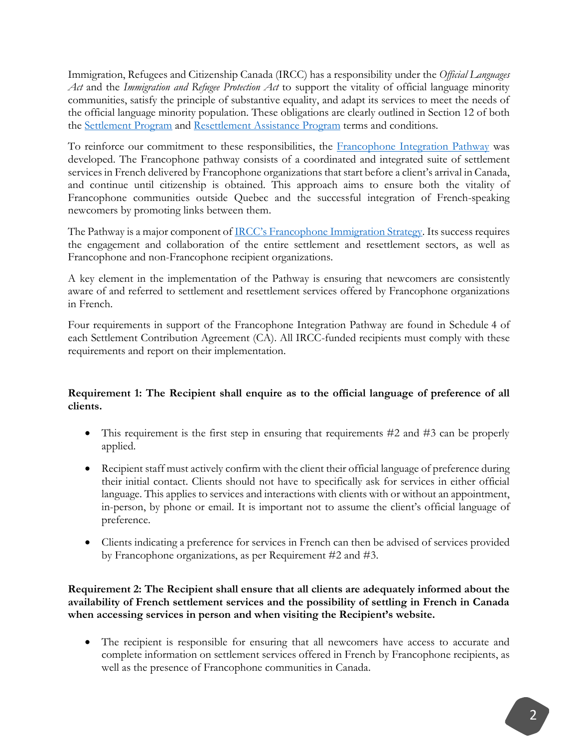Immigration, Refugees and Citizenship Canada (IRCC) has a responsibility under the *Official Languages Act* and the *Immigration and Refugee Protection Act* to support the vitality of official language minority communities, satisfy the principle of substantive equality, and adapt its services to meet the needs of the official language minority population. These obligations are clearly outlined in Section 12 of both the Settlement Program and Resettlement Assistance Program terms and conditions.

To reinforce our commitment to these responsibilities, the Francophone Integration Pathway was developed. The Francophone pathway consists of a coordinated and integrated suite of settlement services in French delivered by Francophone organizations that start before a client's arrival in Canada, and continue until citizenship is obtained. This approach aims to ensure both the vitality of Francophone communities outside Quebec and the successful integration of French-speaking newcomers by promoting links between them.

The Pathway is a major component of IRCC's Francophone Immigration Strategy. Its success requires the engagement and collaboration of the entire settlement and resettlement sectors, as well as Francophone and non-Francophone recipient organizations.

A key element in the implementation of the Pathway is ensuring that newcomers are consistently aware of and referred to settlement and resettlement services offered by Francophone organizations in French.

Four requirements in support of the Francophone Integration Pathway are found in Schedule 4 of each Settlement Contribution Agreement (CA). All IRCC-funded recipients must comply with these requirements and report on their implementation.

**Requirement 1: The Recipient shall enquire as to the official language of preference of all clients.**

- This requirement is the first step in ensuring that requirements #2 and #3 can be properly applied.
- Recipient staff must actively confirm with the client their official language of preference during their initial contact. Clients should not have to specifically ask for services in either official language. This applies to services and interactions with clients with or without an appointment, in-person, by phone or email. It is important not to assume the client's official language of preference.
- Clients indicating a preference for services in French can then be advised of services provided by Francophone organizations, as per Requirement #2 and #3.

**Requirement 2: The Recipient shall ensure that all clients are adequately informed about the availability of French settlement services and the possibility of settling in French in Canada when accessing services in person and when visiting the Recipient's website.**

- The recipient is responsible for ensuring that all newcomers have access to accurate and complete information on settlement services offered in French by Francophone recipients, as well as the presence of Francophone communities in Canada.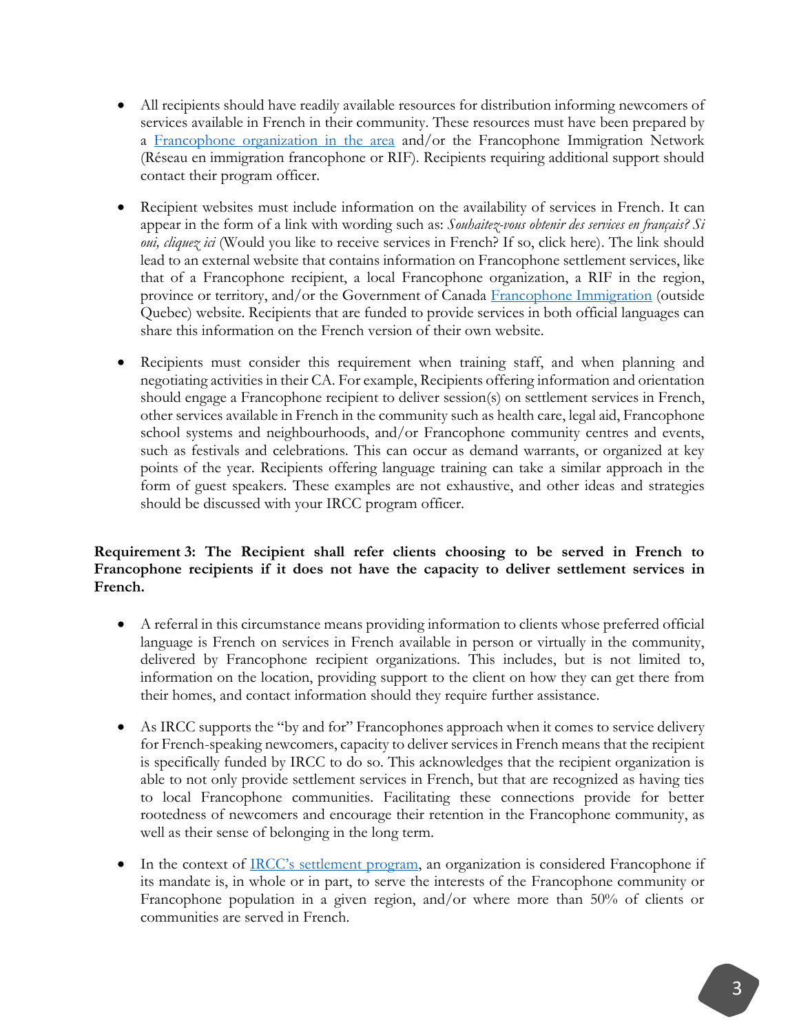- All recipients should have readily available resources for distribution informing newcomers of services available in French in their community. These resources must have been prepared by a [Francophone organization in the area]() and/or the Francophone Immigration Network (Réseau en immigration francophone or RIF). Recipients requiring additional support should contact their program officer.

- Recipient websites must include information on the availability of services in French. It can appear in the form of a link with wording such as: *Souhaitez-vous obtenir des services en français? Si oui, cliquez ici* (Would you like to receive services in French? If so, click here). The link should lead to an external website that contains information on Francophone settlement services, like that of a Francophone recipient, a local Francophone organization, a RIF in the region, province or territory, and/or the Government of Canada [Francophone Immigration]() (outside Quebec) website. Recipients that are funded to provide services in both official languages can share this information on the French version of their own website.

- Recipients must consider this requirement when training staff, and when planning and negotiating activities in their CA. For example, Recipients offering information and orientation should engage a Francophone recipient to deliver session(s) on settlement services in French, other services available in French in the community such as health care, legal aid, Francophone school systems and neighbourhoods, and/or Francophone community centres and events, such as festivals and celebrations. This can occur as demand warrants, or organized at key points of the year. Recipients offering language training can take a similar approach in the form of guest speakers. These examples are not exhaustive, and other ideas and strategies should be discussed with your IRCC program officer.

**Requirement 3: The Recipient shall refer clients choosing to be served in French to Francophone recipients if it does not have the capacity to deliver settlement services in French.**

- A referral in this circumstance means providing information to clients whose preferred official language is French on services in French available in person or virtually in the community, delivered by Francophone recipient organizations. This includes, but is not limited to, information on the location, providing support to the client on how they can get there from their homes, and contact information should they require further assistance.

- As IRCC supports the "by and for" Francophones approach when it comes to service delivery for French-speaking newcomers, capacity to deliver services in French means that the recipient is specifically funded by IRCC to do so. This acknowledges that the recipient organization is able to not only provide settlement services in French, but that are recognized as having ties to local Francophone communities. Facilitating these connections provide for better rootedness of newcomers and encourage their retention in the Francophone community, as well as their sense of belonging in the long term.

- In the context of [IRCC's settlement program](), an organization is considered Francophone if its mandate is, in whole or in part, to serve the interests of the Francophone community or Francophone population in a given region, and/or where more than 50% of clients or communities are served in French.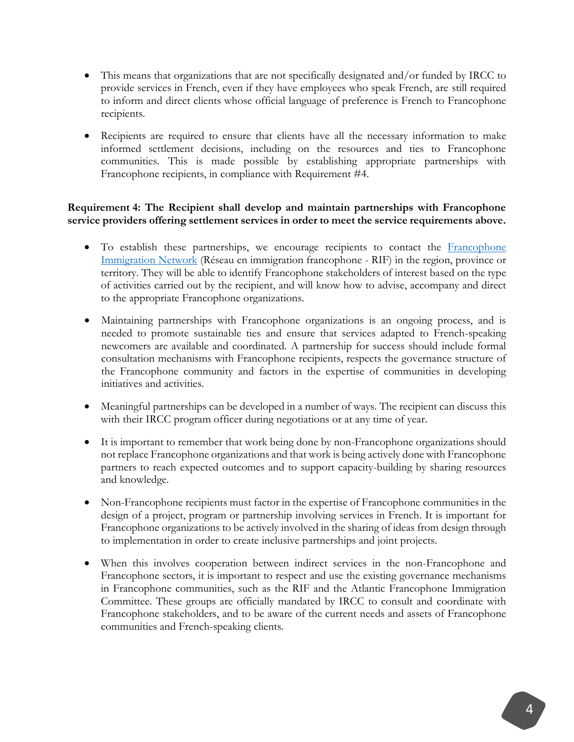- This means that organizations that are not specifically designated and/or funded by IRCC to provide services in French, even if they have employees who speak French, are still required to inform and direct clients whose official language of preference is French to Francophone recipients.
- Recipients are required to ensure that clients have all the necessary information to make informed settlement decisions, including on the resources and ties to Francophone communities. This is made possible by establishing appropriate partnerships with Francophone recipients, in compliance with Requirement #4.

**Requirement 4: The Recipient shall develop and maintain partnerships with Francophone service providers offering settlement services in order to meet the service requirements above.**

- To establish these partnerships, we encourage recipients to contact the [Francophone Immigration Network]() (Réseau en immigration francophone - RIF) in the region, province or territory. They will be able to identify Francophone stakeholders of interest based on the type of activities carried out by the recipient, and will know how to advise, accompany and direct to the appropriate Francophone organizations.
- Maintaining partnerships with Francophone organizations is an ongoing process, and is needed to promote sustainable ties and ensure that services adapted to French-speaking newcomers are available and coordinated. A partnership for success should include formal consultation mechanisms with Francophone recipients, respects the governance structure of the Francophone community and factors in the expertise of communities in developing initiatives and activities.
- Meaningful partnerships can be developed in a number of ways. The recipient can discuss this with their IRCC program officer during negotiations or at any time of year.
- It is important to remember that work being done by non-Francophone organizations should not replace Francophone organizations and that work is being actively done with Francophone partners to reach expected outcomes and to support capacity-building by sharing resources and knowledge.
- Non-Francophone recipients must factor in the expertise of Francophone communities in the design of a project, program or partnership involving services in French. It is important for Francophone organizations to be actively involved in the sharing of ideas from design through to implementation in order to create inclusive partnerships and joint projects.
- When this involves cooperation between indirect services in the non-Francophone and Francophone sectors, it is important to respect and use the existing governance mechanisms in Francophone communities, such as the RIF and the Atlantic Francophone Immigration Committee. These groups are officially mandated by IRCC to consult and coordinate with Francophone stakeholders, and to be aware of the current needs and assets of Francophone communities and French-speaking clients.